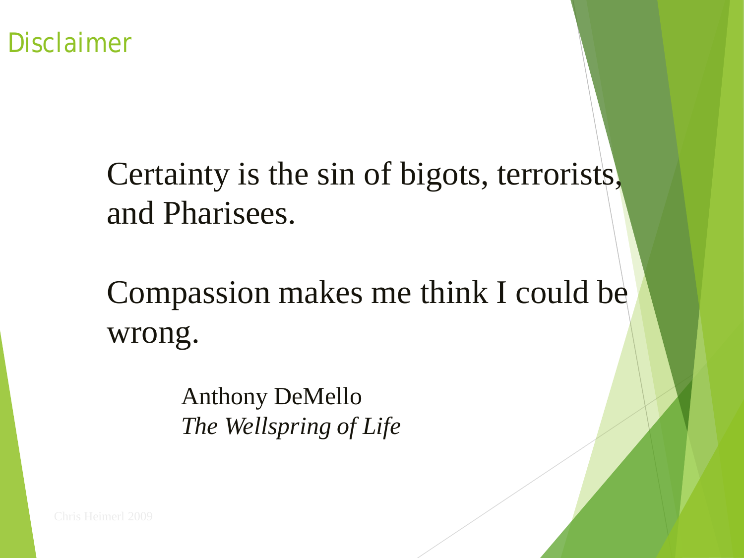# Disclaimer

Certainty is the sin of bigots, terrorists, and Pharisees.

Compassion makes me think I could be wrong.

Anthony DeMello
*The Wellspring of Life*

Chris Heimerl 2009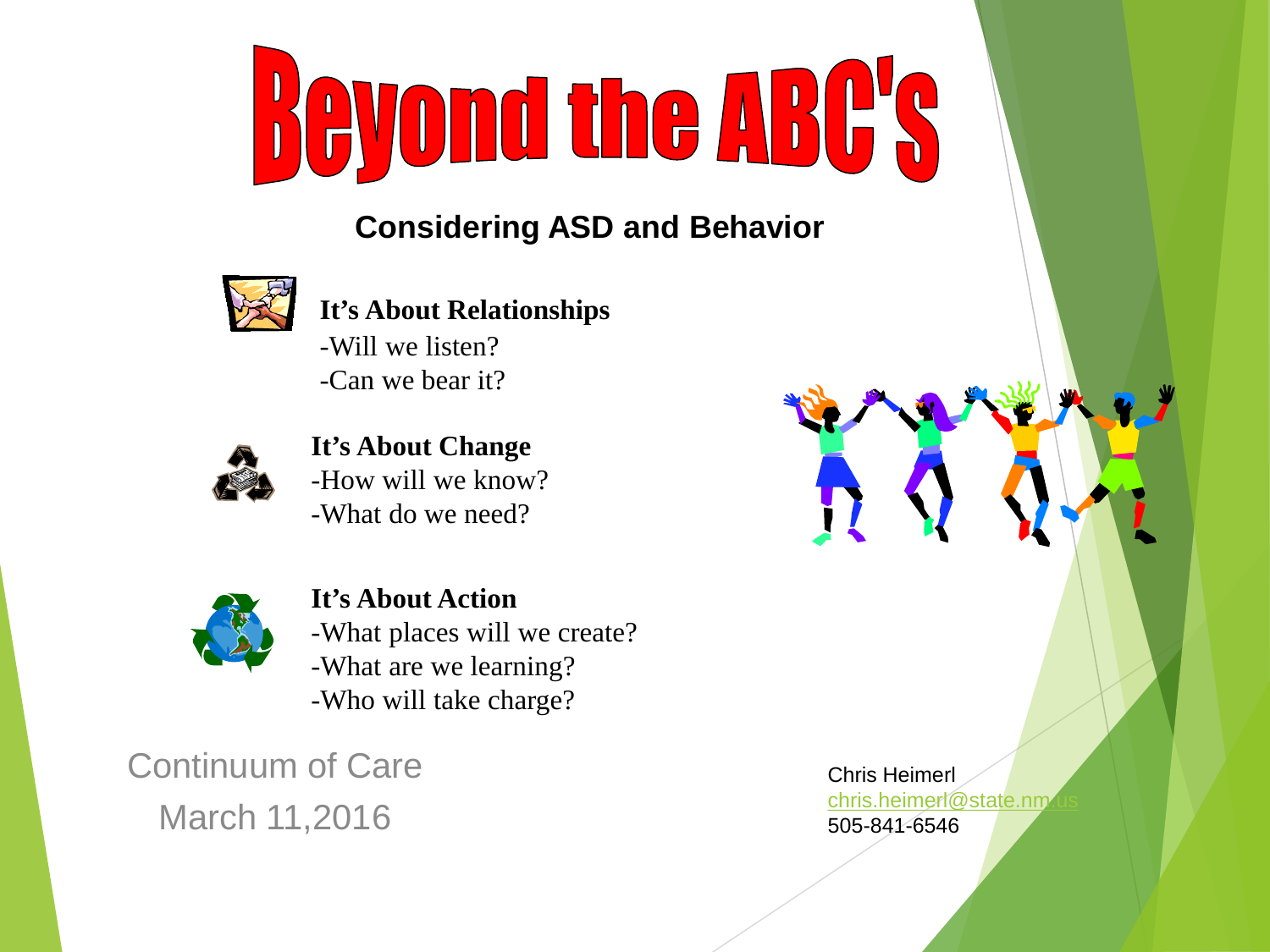# Beyond the ABC's

## Considering ASD and Behavior

**It's About Relationships**

-Will we listen?
-Can we bear it?

**It's About Change**

-How will we know?
-What do we need?

**It's About Action**

-What places will we create?
-What are we learning?
-Who will take charge?

Continuum of Care
March 11,2016

Chris Heimerl
chris.heimerl@state.nm.us
505-841-6546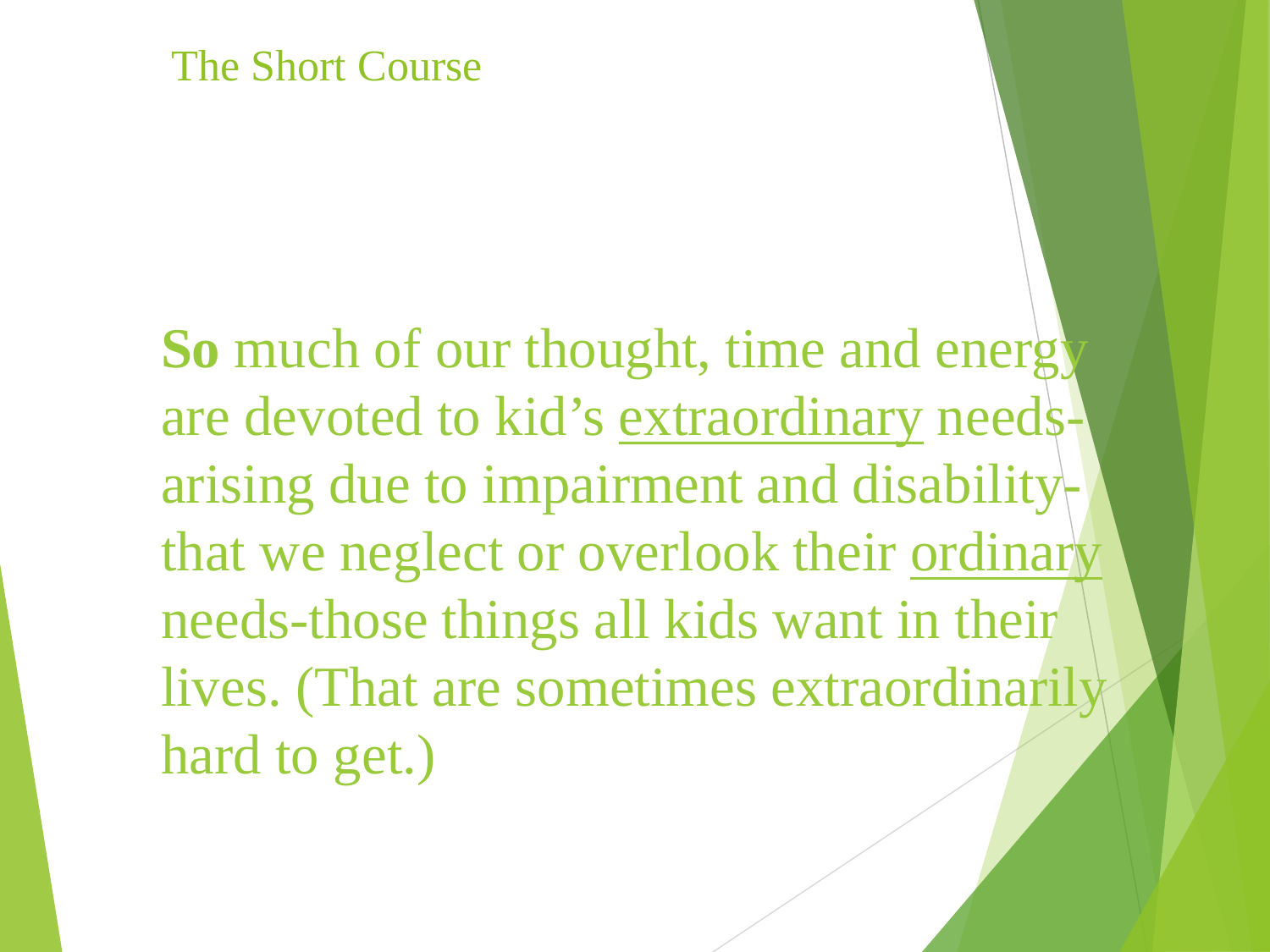# The Short Course

**So** much of our thought, time and energy are devoted to kid's <u>extraordinary</u> needs-arising due to impairment and disability-that we neglect or overlook their <u>ordinary</u> needs-those things all kids want in their lives. (That are sometimes extraordinarily hard to get.)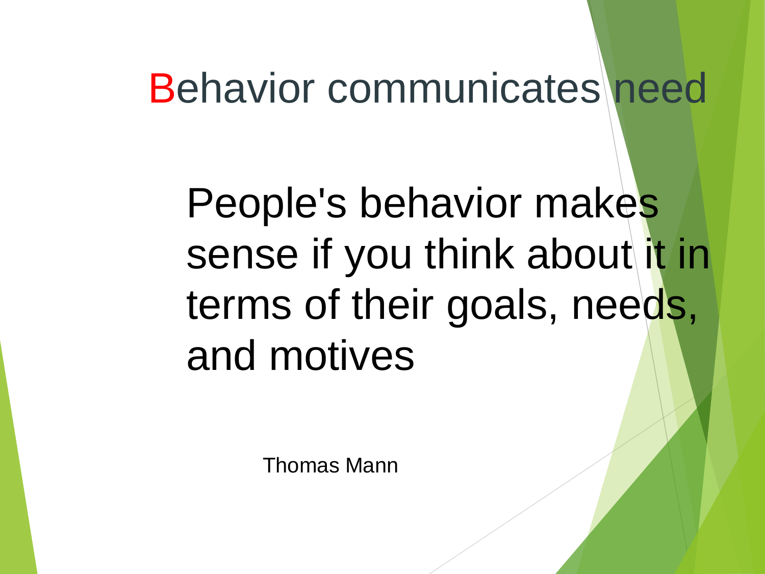# Behavior communicates need

People's behavior makes sense if you think about it in terms of their goals, needs, and motives

Thomas Mann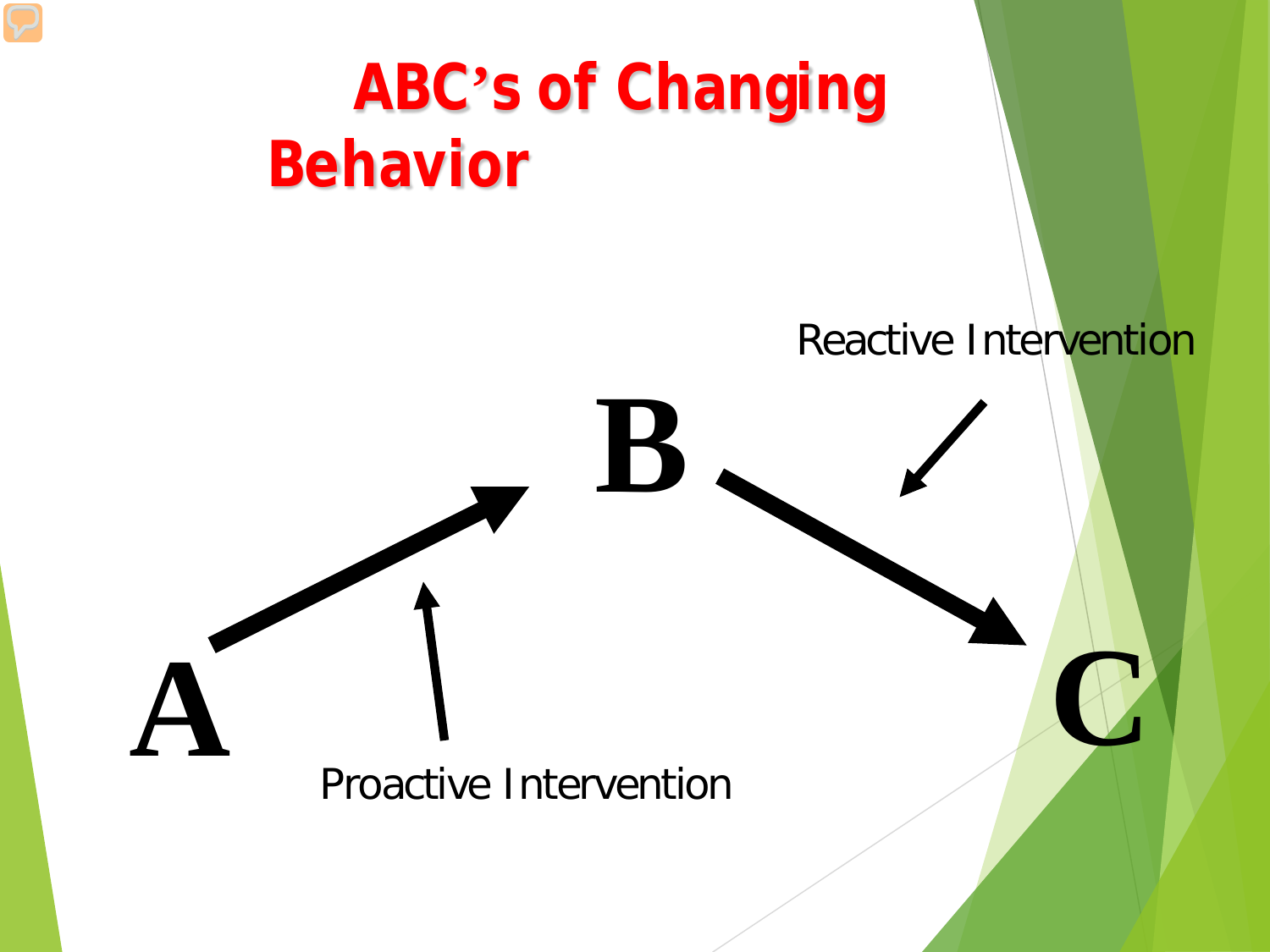# ABC's of Changing Behavior

Reactive Intervention

B

A

C

Proactive Intervention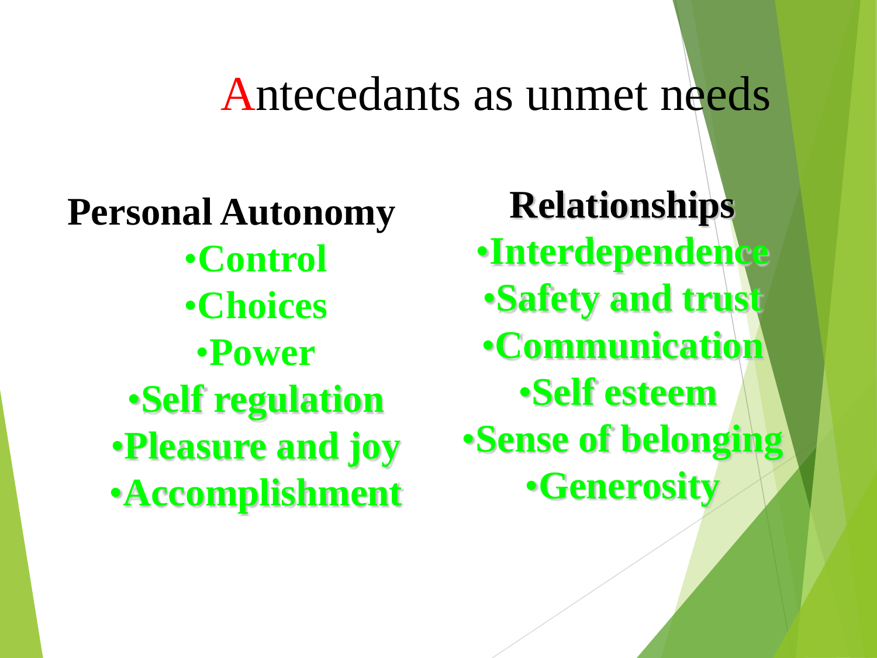# Antecedants as unmet needs

**Personal Autonomy**

- **Control**
- **Choices**
- **Power**
- **Self regulation**
- **Pleasure and joy**
- **Accomplishment**

**Relationships**

- **Interdependence**
- **Safety and trust**
- **Communication**
- **Self esteem**
- **Sense of belonging**
- **Generosity**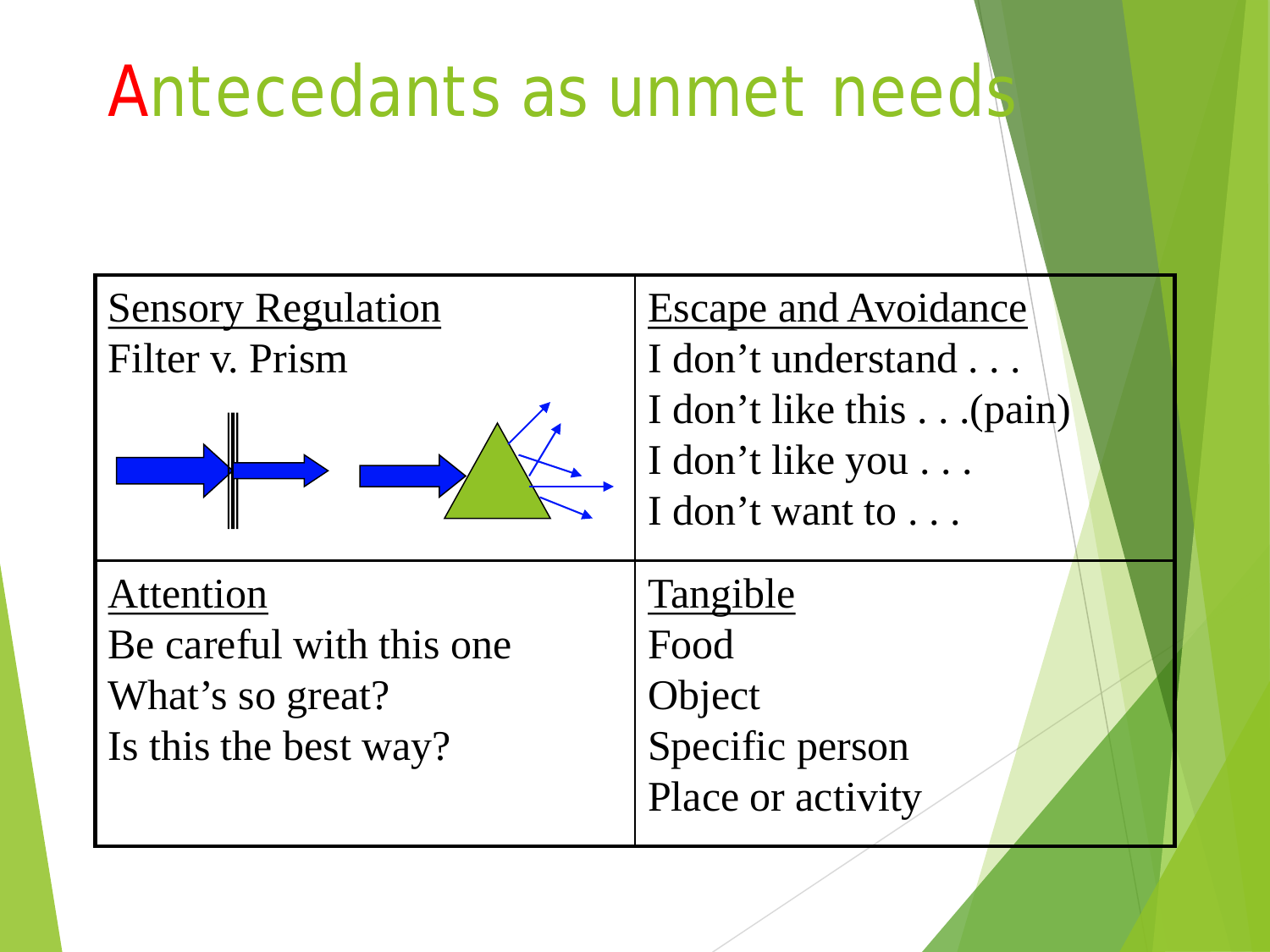# Antecedants as unmet needs

| Sensory Regulation<br>Filter v. Prism | Escape and Avoidance<br>I don't understand . . .<br>I don't like this . . .(pain)<br>I don't like you . . .<br>I don't want to . . . |
|---|---|
| Attention<br>Be careful with this one<br>What's so great?<br>Is this the best way? | Tangible<br>Food<br>Object<br>Specific person<br>Place or activity |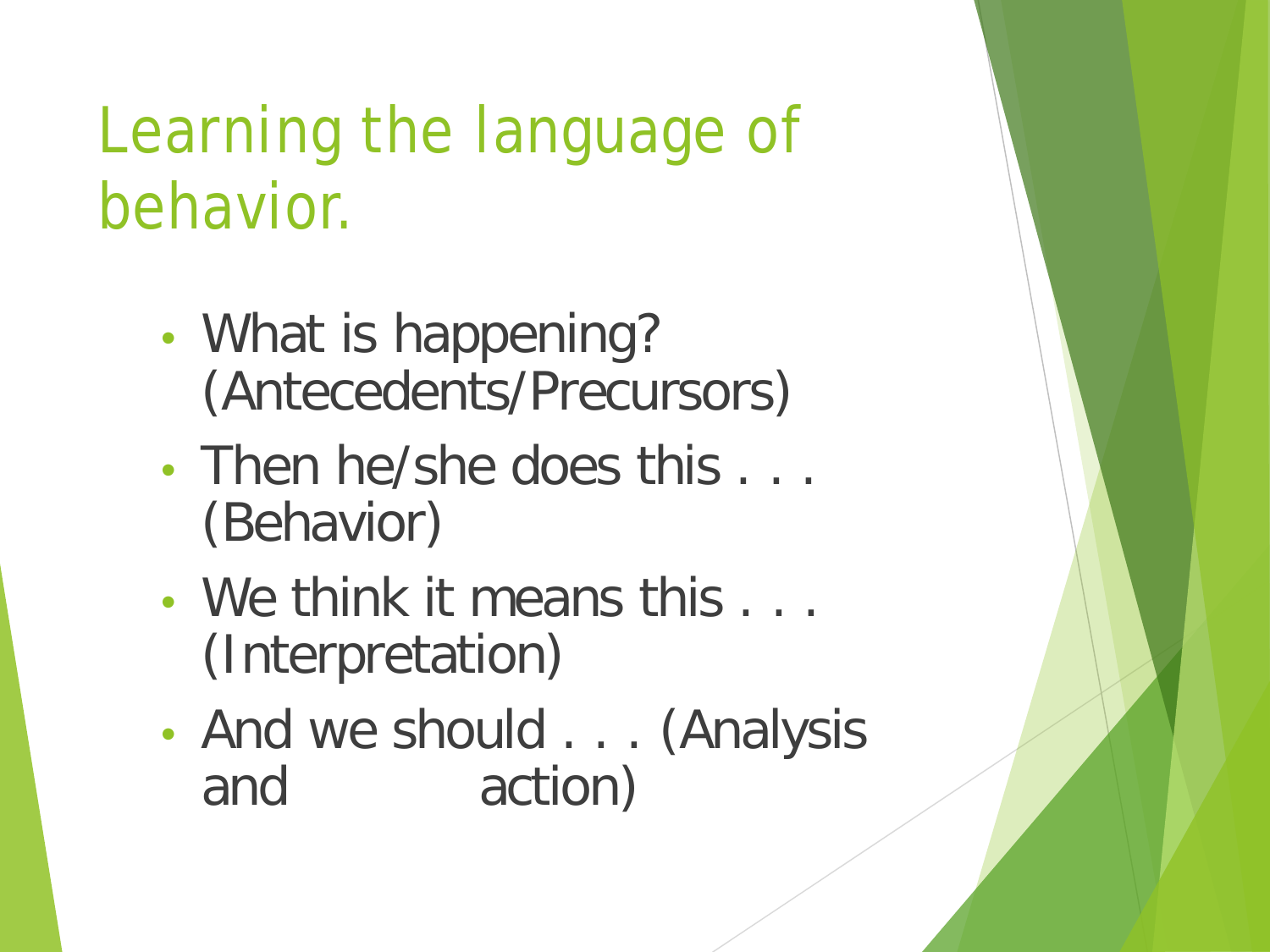# Learning the language of behavior.

- What is happening? (Antecedents/Precursors)
- Then he/she does this . . . (Behavior)
- We think it means this . . . (Interpretation)
- And we should . . . (Analysis and action)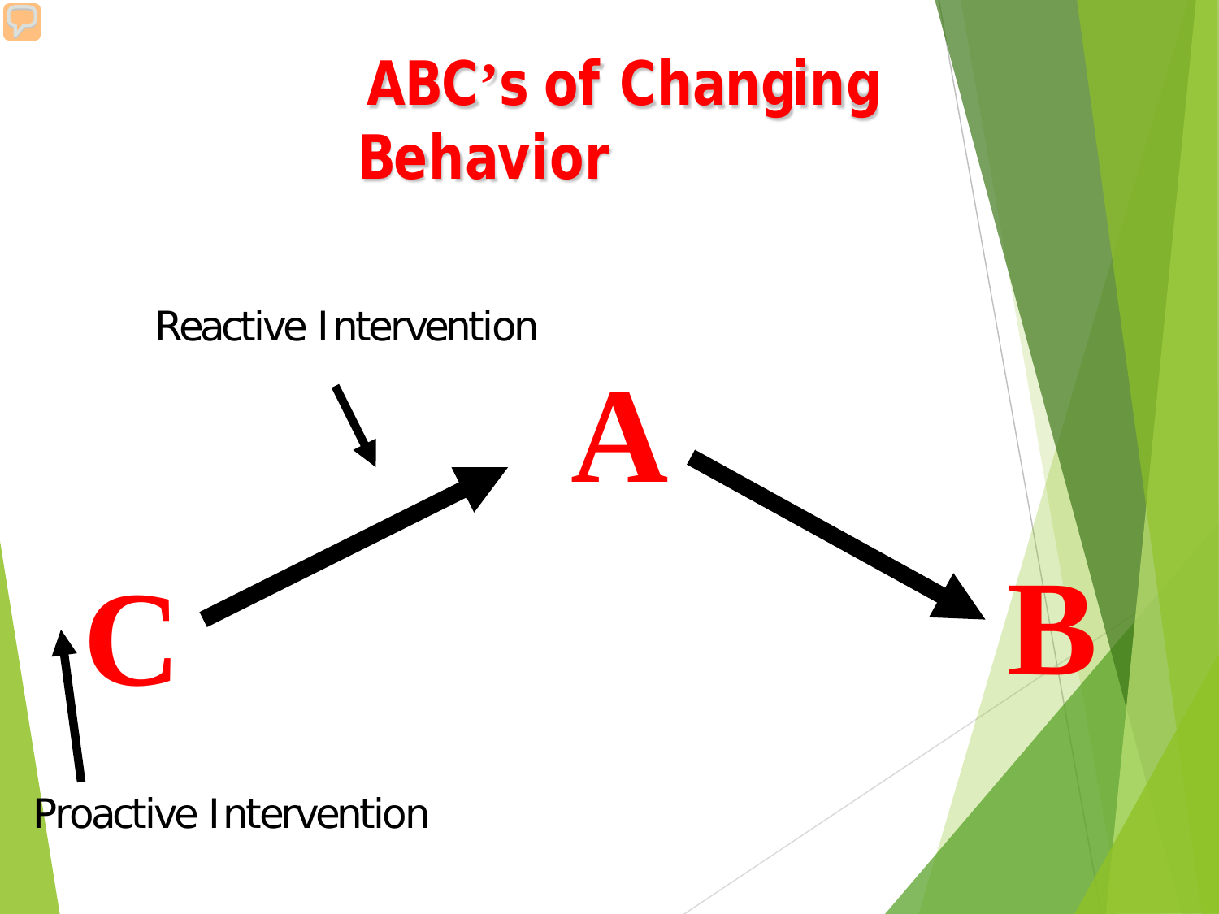# ABC's of Changing Behavior

Reactive Intervention

A

C

B

Proactive Intervention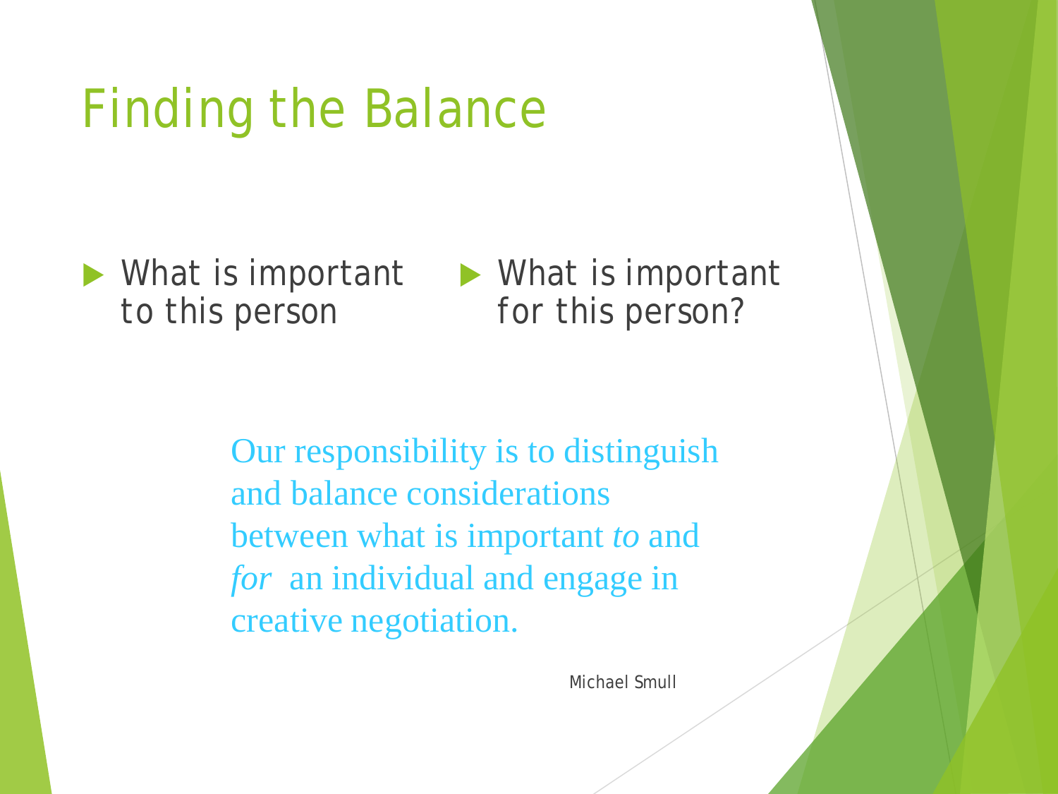# Finding the Balance

- What is important to this person
- What is important for this person?

Our responsibility is to distinguish and balance considerations between what is important *to* and *for* an individual and engage in creative negotiation.

Michael Smull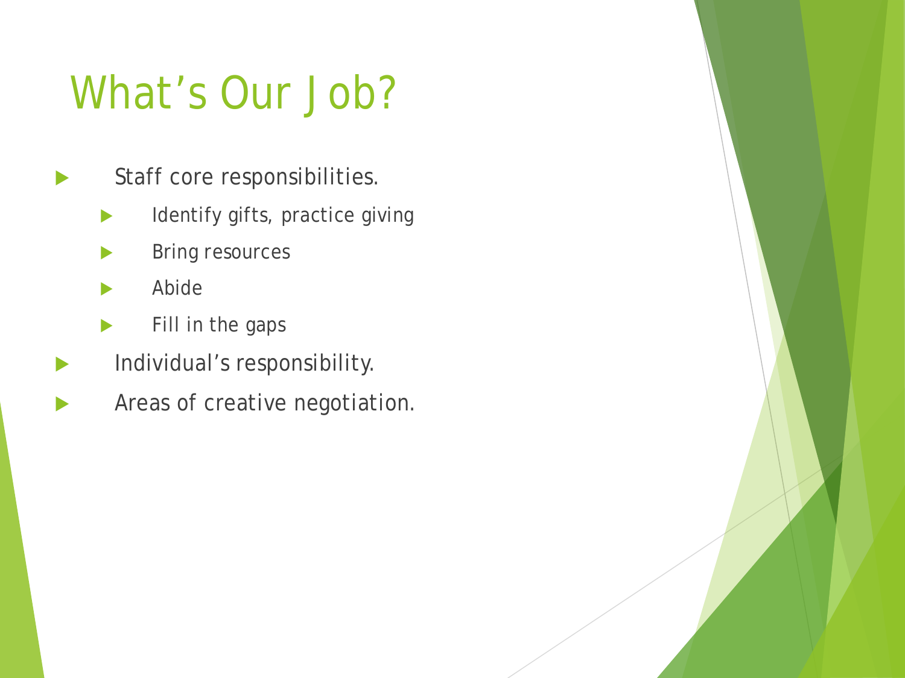# What’s Our Job?

- Staff core responsibilities.
  - Identify gifts, practice giving
  - Bring resources
  - Abide
  - Fill in the gaps
- Individual’s responsibility.
- Areas of creative negotiation.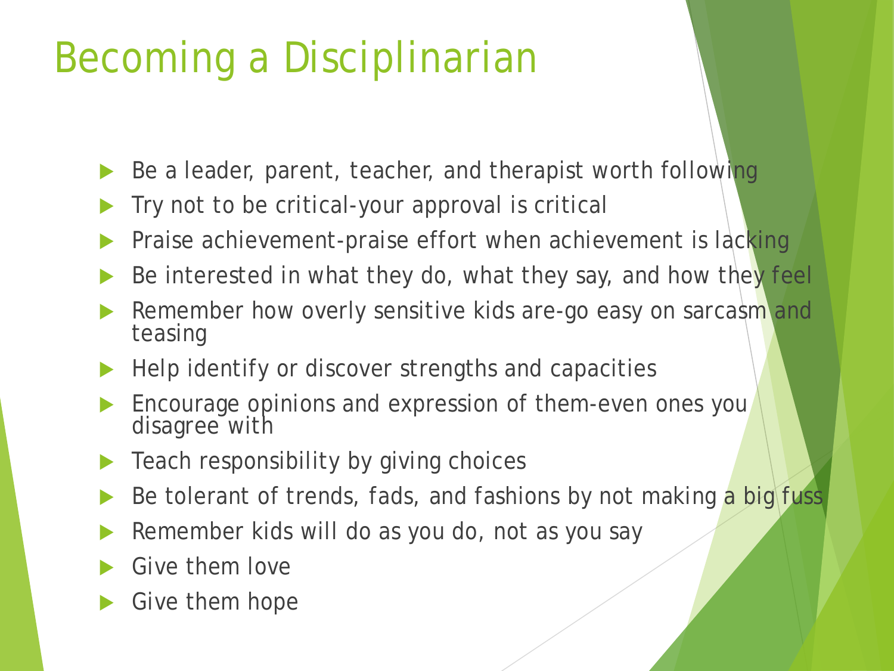# Becoming a Disciplinarian

- Be a leader, parent, teacher, and therapist worth following
- Try not to be critical-your approval is critical
- Praise achievement-praise effort when achievement is lacking
- Be interested in what they do, what they say, and how they feel
- Remember how overly sensitive kids are-go easy on sarcasm and teasing
- Help identify or discover strengths and capacities
- Encourage opinions and expression of them-even ones you disagree with
- Teach responsibility by giving choices
- Be tolerant of trends, fads, and fashions by not making a big fuss
- Remember kids will do as you do, not as you say
- Give them love
- Give them hope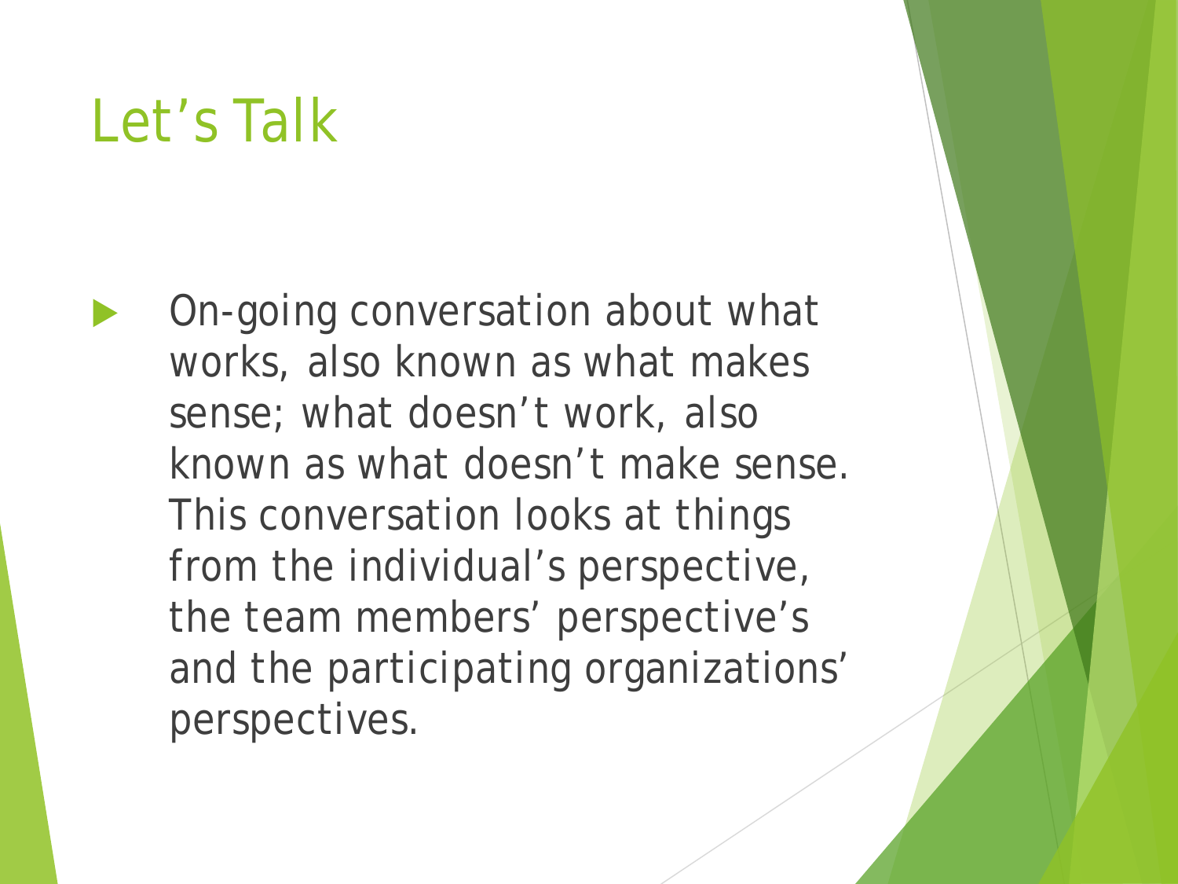# Let's Talk

- On-going conversation about what works, also known as what makes sense; what doesn't work, also known as what doesn't make sense. This conversation looks at things from the individual's perspective, the team members' perspective's and the participating organizations' perspectives.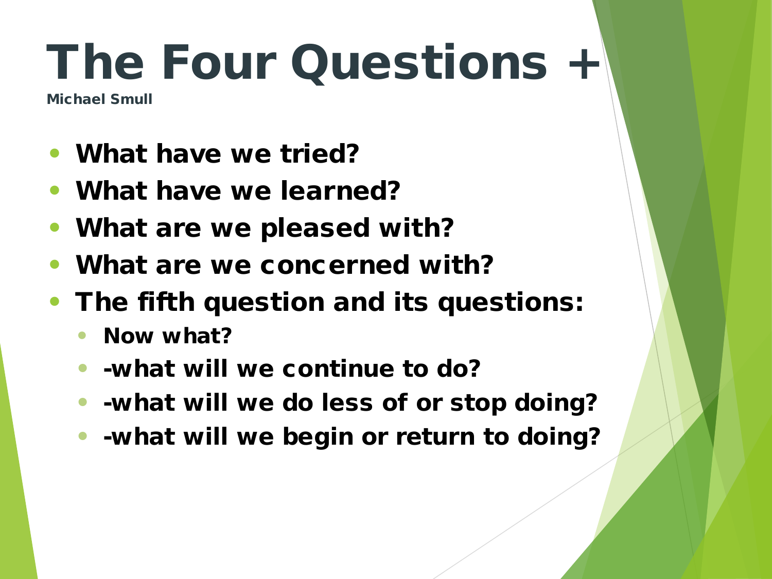# The Four Questions +

**Michael Smull**

- **What have we tried?**
- **What have we learned?**
- **What are we pleased with?**
- **What are we concerned with?**
- **The fifth question and its questions:**
  - **Now what?**
  - **-what will we continue to do?**
  - **-what will we do less of or stop doing?**
  - **-what will we begin or return to doing?**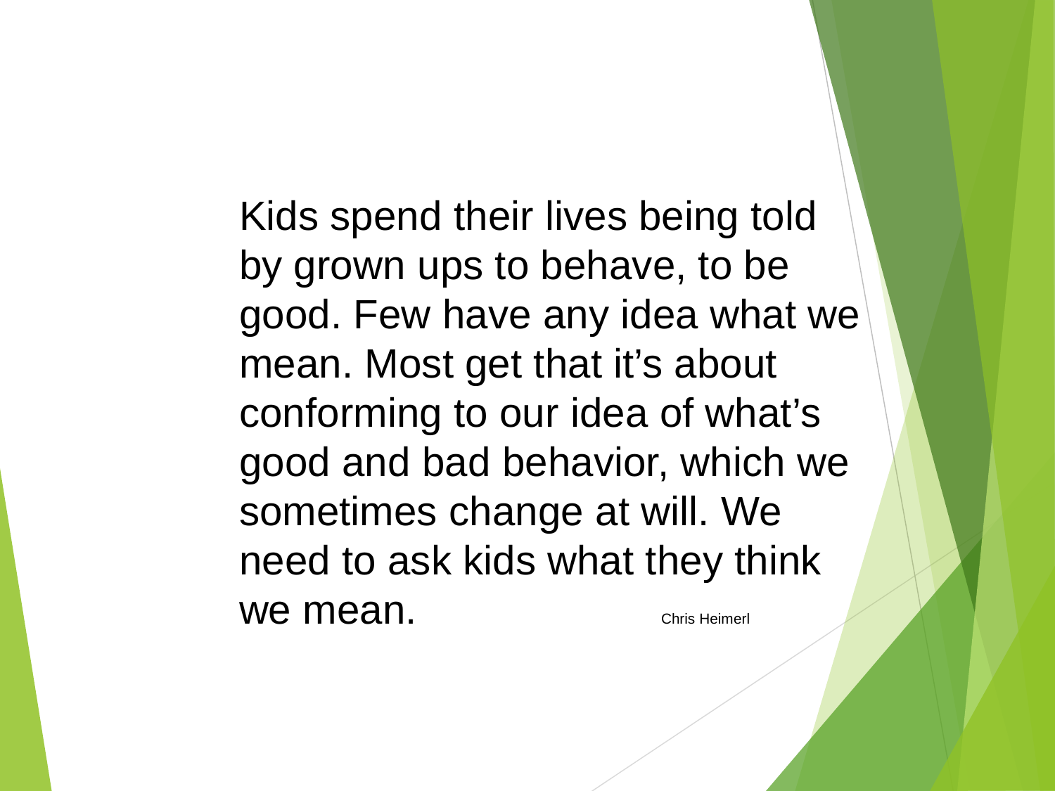Kids spend their lives being told by grown ups to behave, to be good. Few have any idea what we mean. Most get that it's about conforming to our idea of what's good and bad behavior, which we sometimes change at will. We need to ask kids what they think we mean.

Chris Heimerl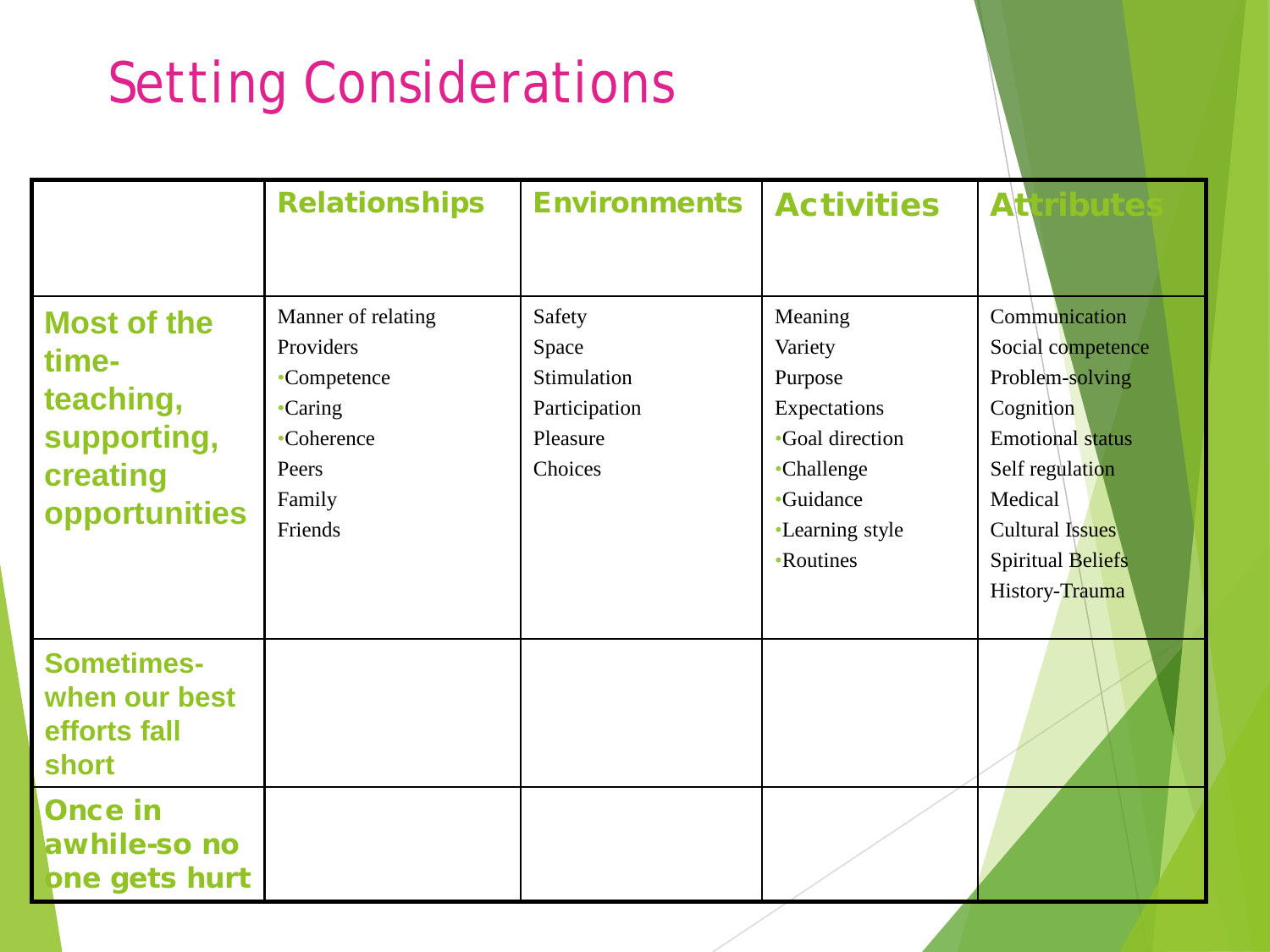# Setting Considerations

| | Relationships | Environments | Activities | Attributes |
|---|---|---|---|---|
| **Most of the time-teaching, supporting, creating opportunities** | Manner of relating<br>Providers<br>•Competence<br>•Caring<br>•Coherence<br>Peers<br>Family<br>Friends | Safety<br>Space<br>Stimulation<br>Participation<br>Pleasure<br>Choices | Meaning<br>Variety<br>Purpose<br>Expectations<br>•Goal direction<br>•Challenge<br>•Guidance<br>•Learning style<br>•Routines | Communication<br>Social competence<br>Problem-solving<br>Cognition<br>Emotional status<br>Self regulation<br>Medical<br>Cultural Issues<br>Spiritual Beliefs<br>History-Trauma |
| **Sometimes-when our best efforts fall short** | | | | |
| **Once in awhile-so no one gets hurt** | | | | |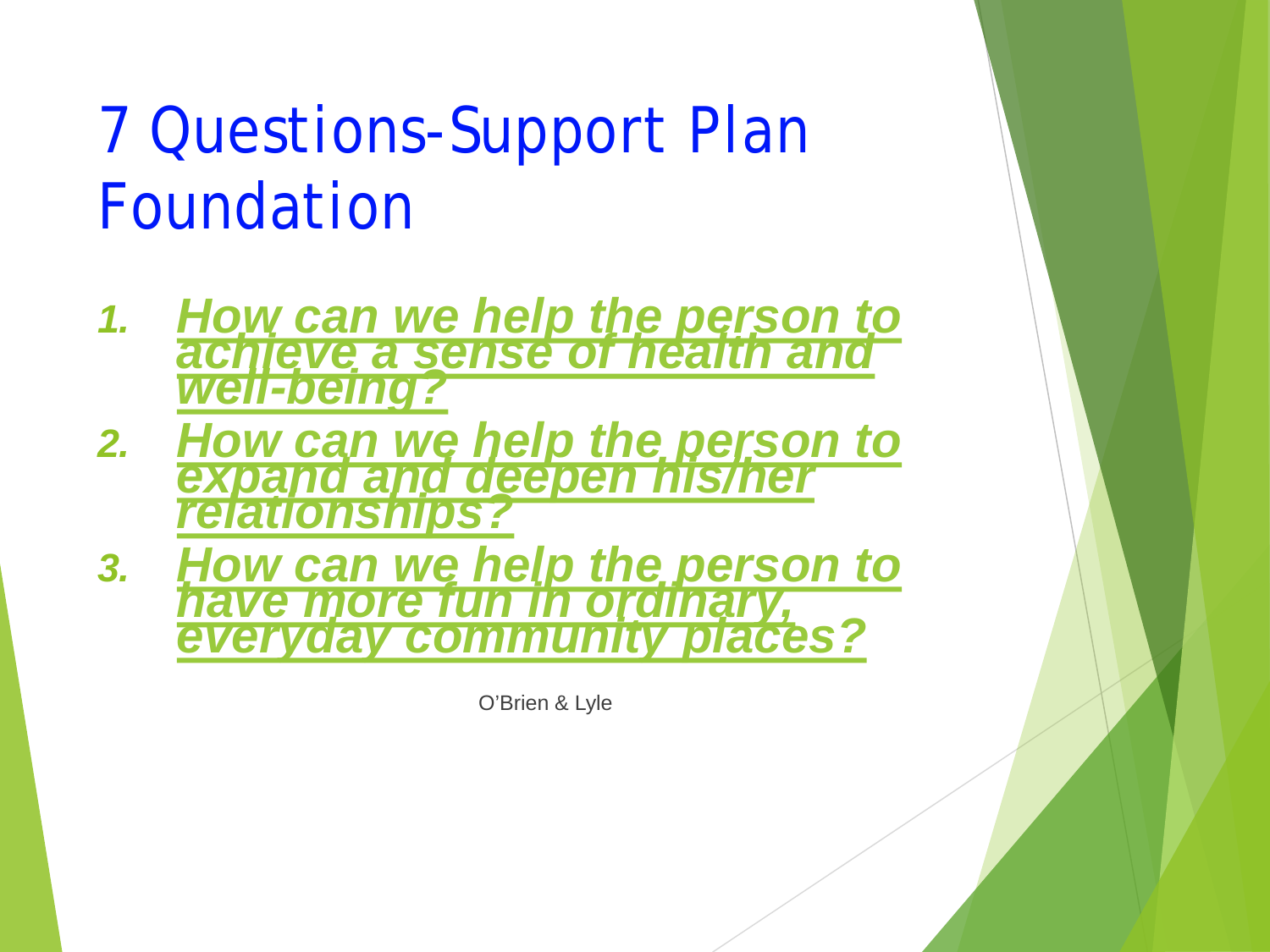# 7 Questions-Support Plan Foundation

1. ***How can we help the person to achieve a sense of health and well-being?***
2. ***How can we help the person to expand and deepen his/her relationships?***
3. ***How can we help the person to have more fun in ordinary, everyday community places?***

O'Brien & Lyle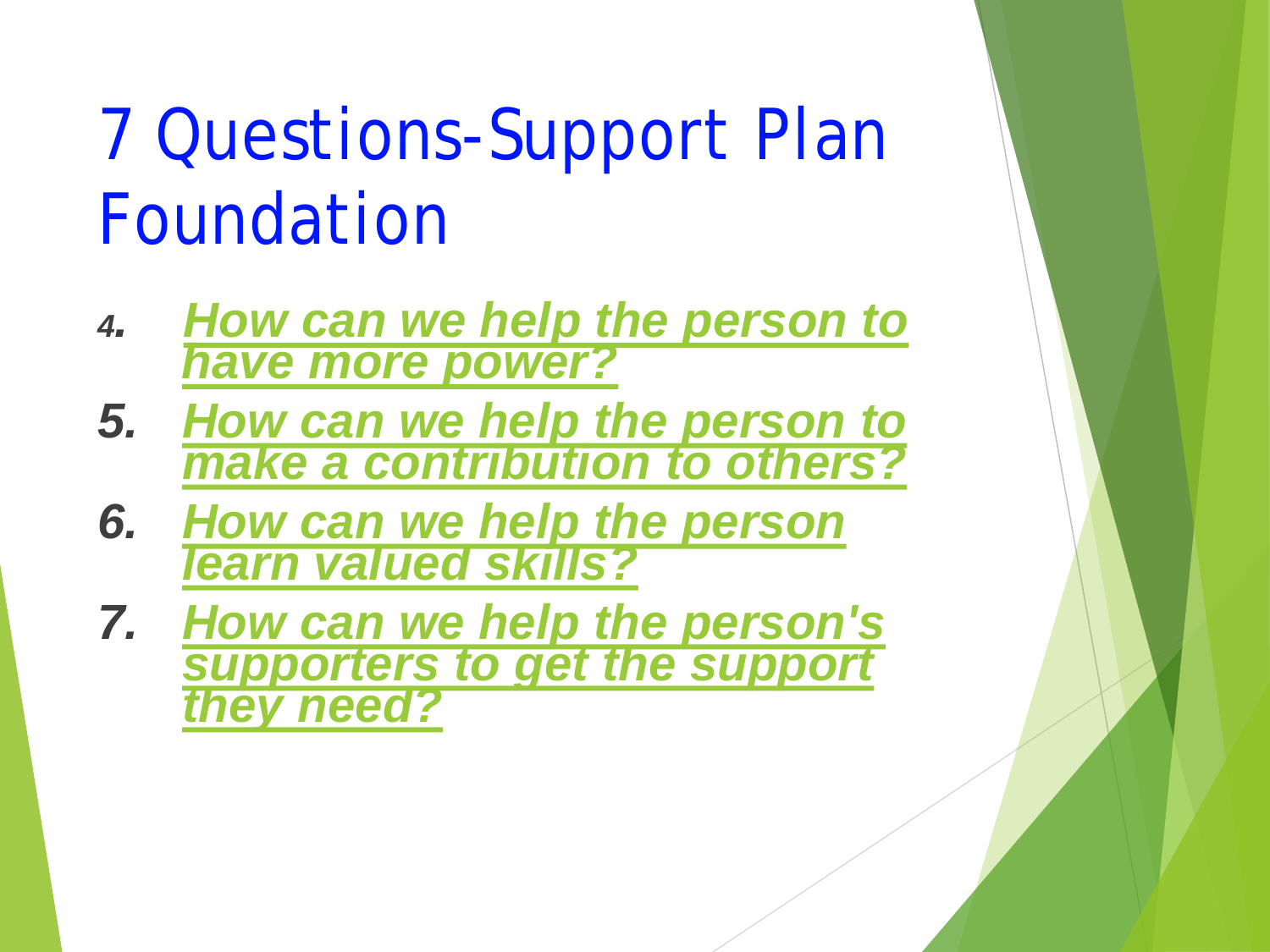# 7 Questions-Support Plan Foundation

4. ***How can we help the person to have more power?***
5. ***How can we help the person to make a contribution to others?***
6. ***How can we help the person learn valued skills?***
7. ***How can we help the person's supporters to get the support they need?***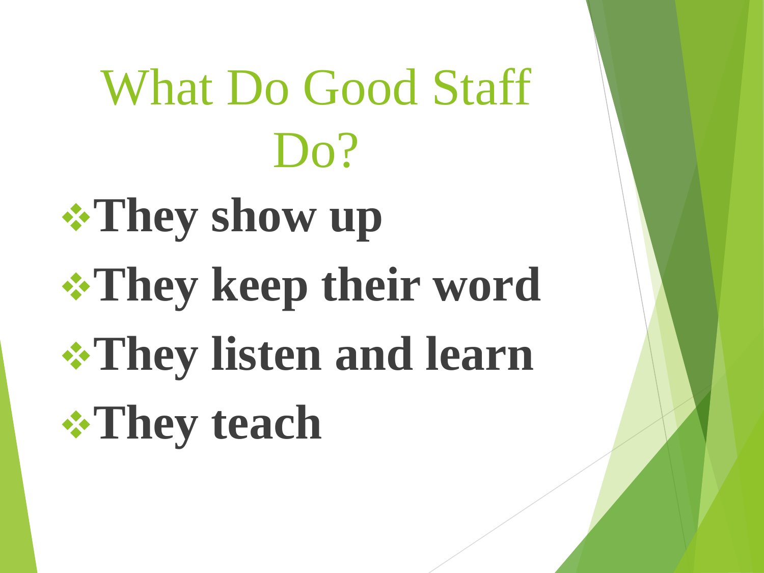# What Do Good Staff Do?

- **They show up**
- **They keep their word**
- **They listen and learn**
- **They teach**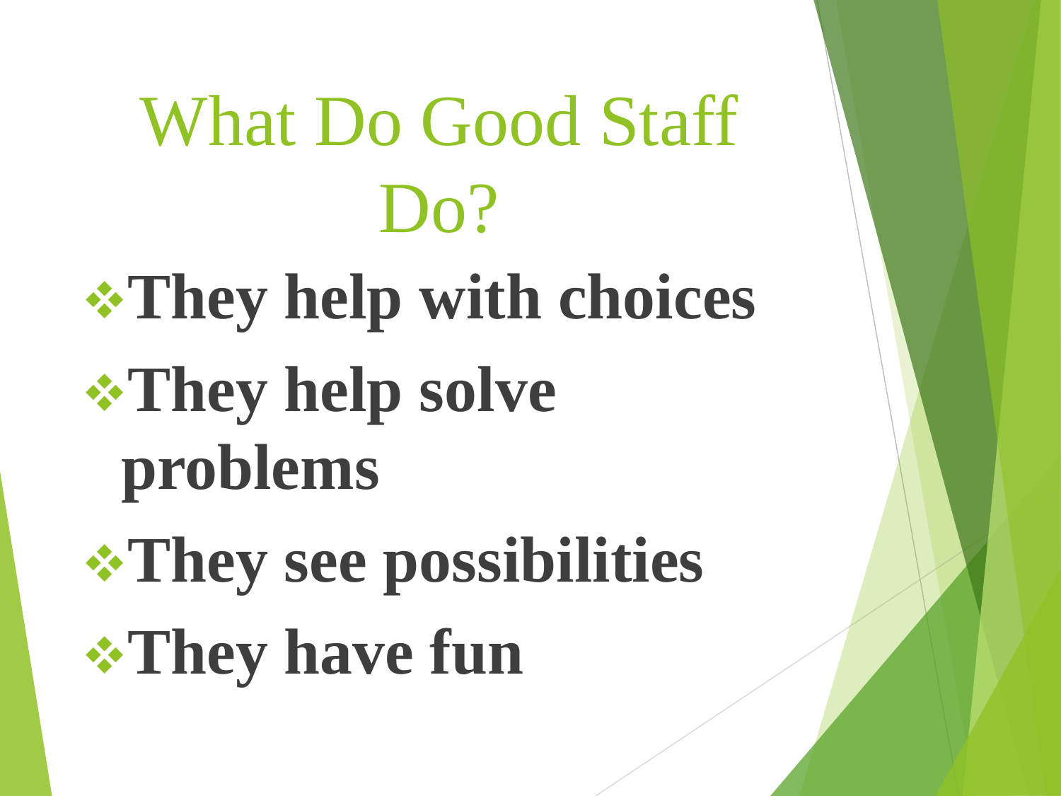# What Do Good Staff Do?

- **They help with choices**
- **They help solve problems**
- **They see possibilities**
- **They have fun**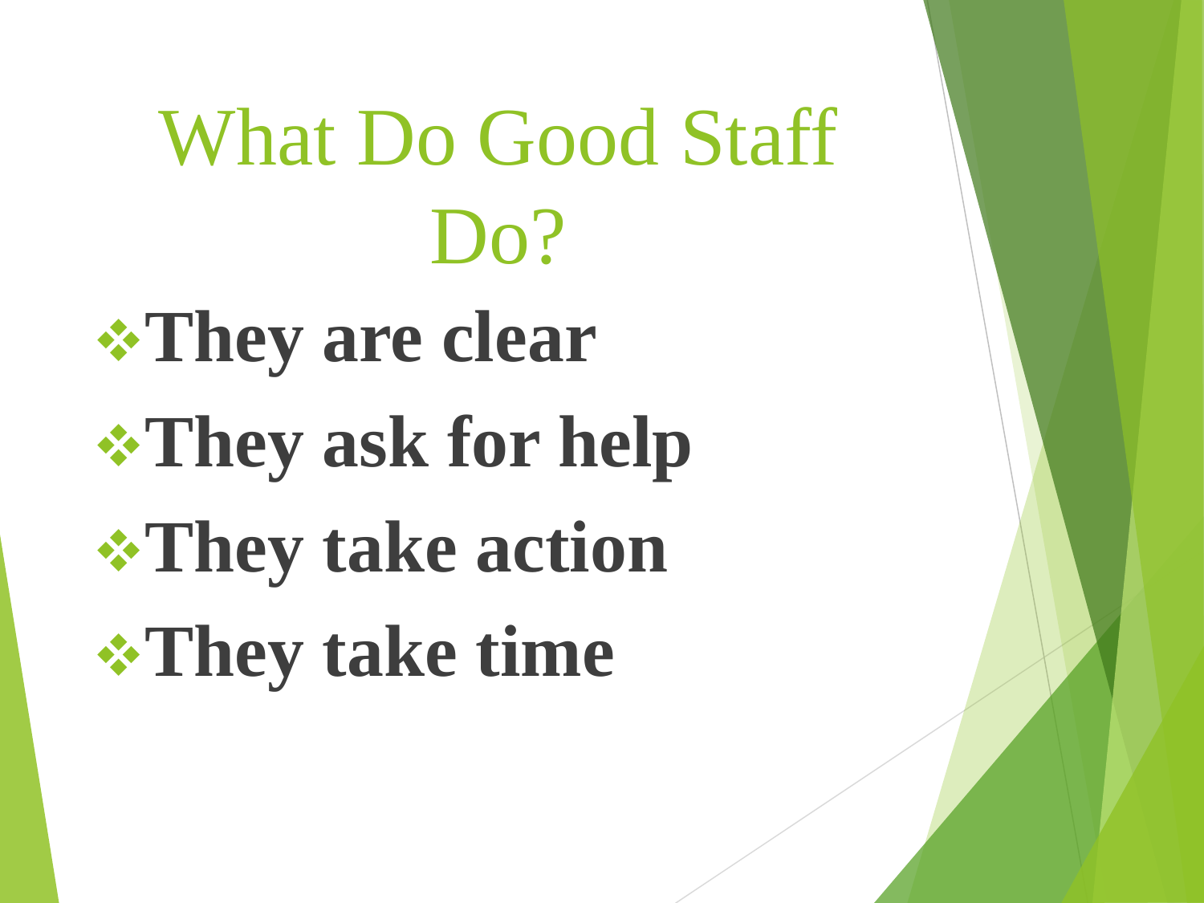# What Do Good Staff Do?

- **They are clear**
- **They ask for help**
- **They take action**
- **They take time**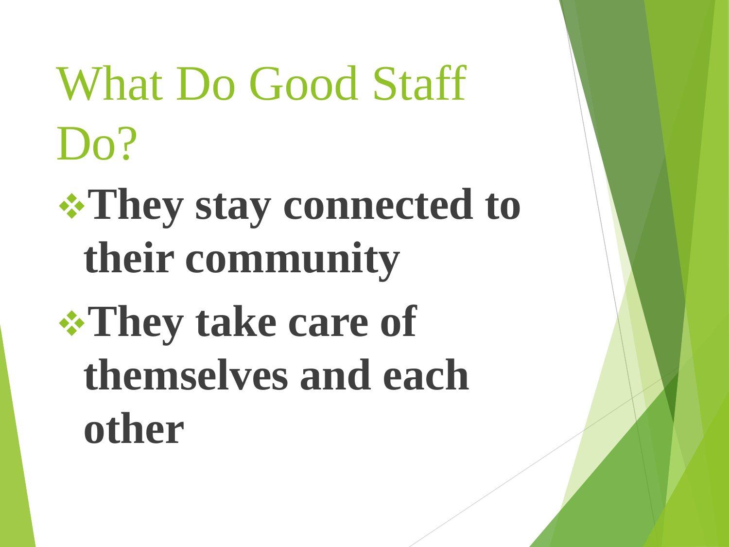# What Do Good Staff Do?

- **They stay connected to their community**
- **They take care of themselves and each other**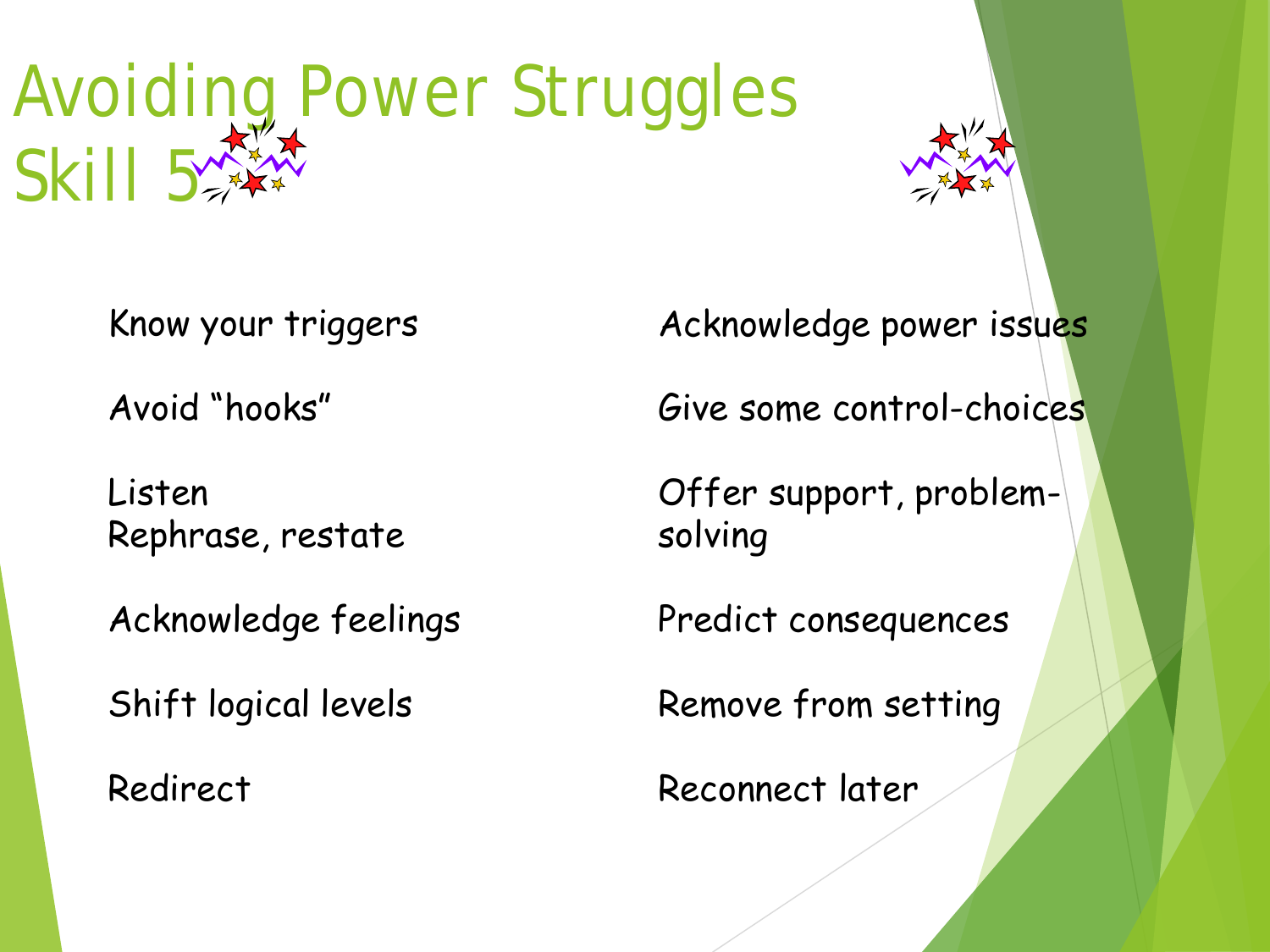# Avoiding Power Struggles Skill 5

- Know your triggers
- Avoid “hooks”
- Listen
  Rephrase, restate
- Acknowledge feelings
- Shift logical levels
- Redirect
- Acknowledge power issues
- Give some control-choices
- Offer support, problem-solving
- Predict consequences
- Remove from setting
- Reconnect later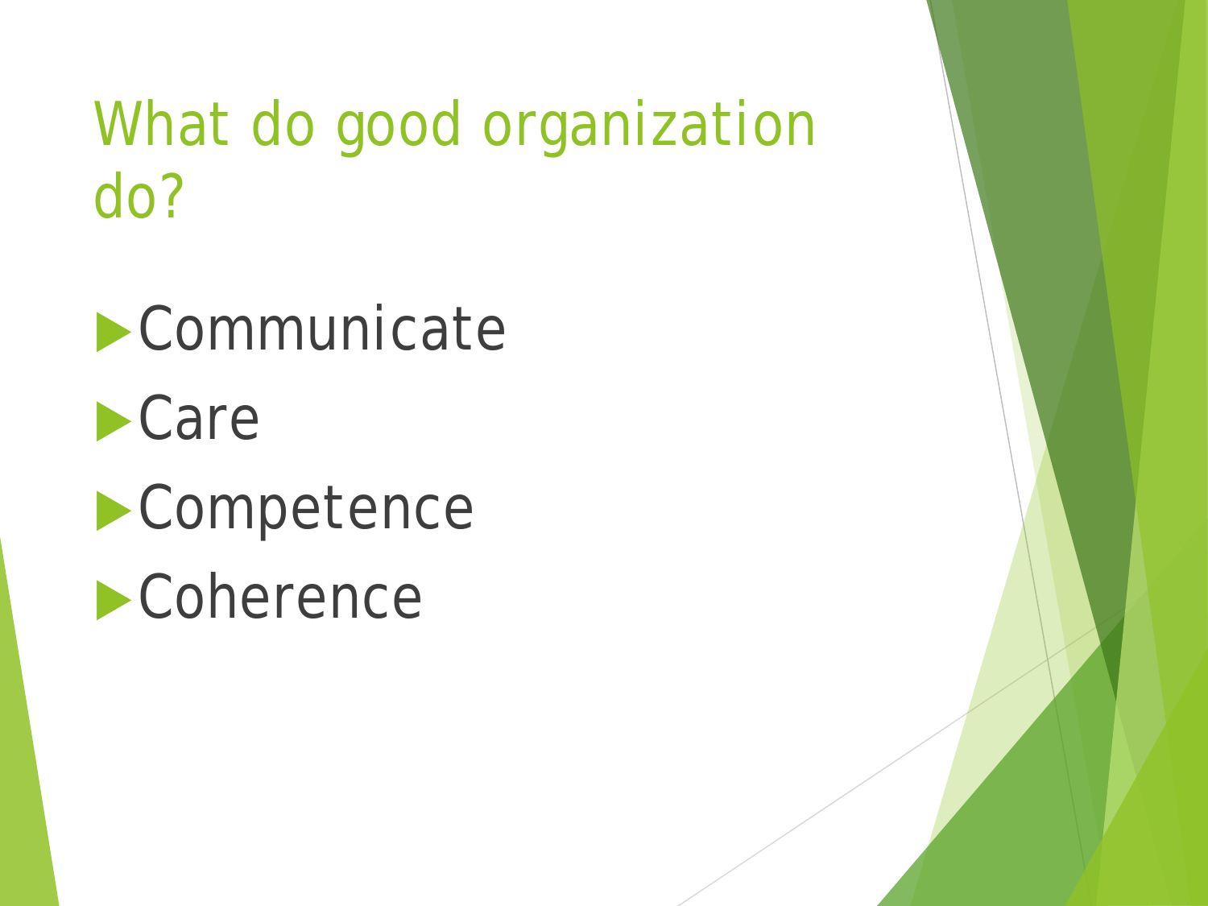# What do good organization do?

- Communicate
- Care
- Competence
- Coherence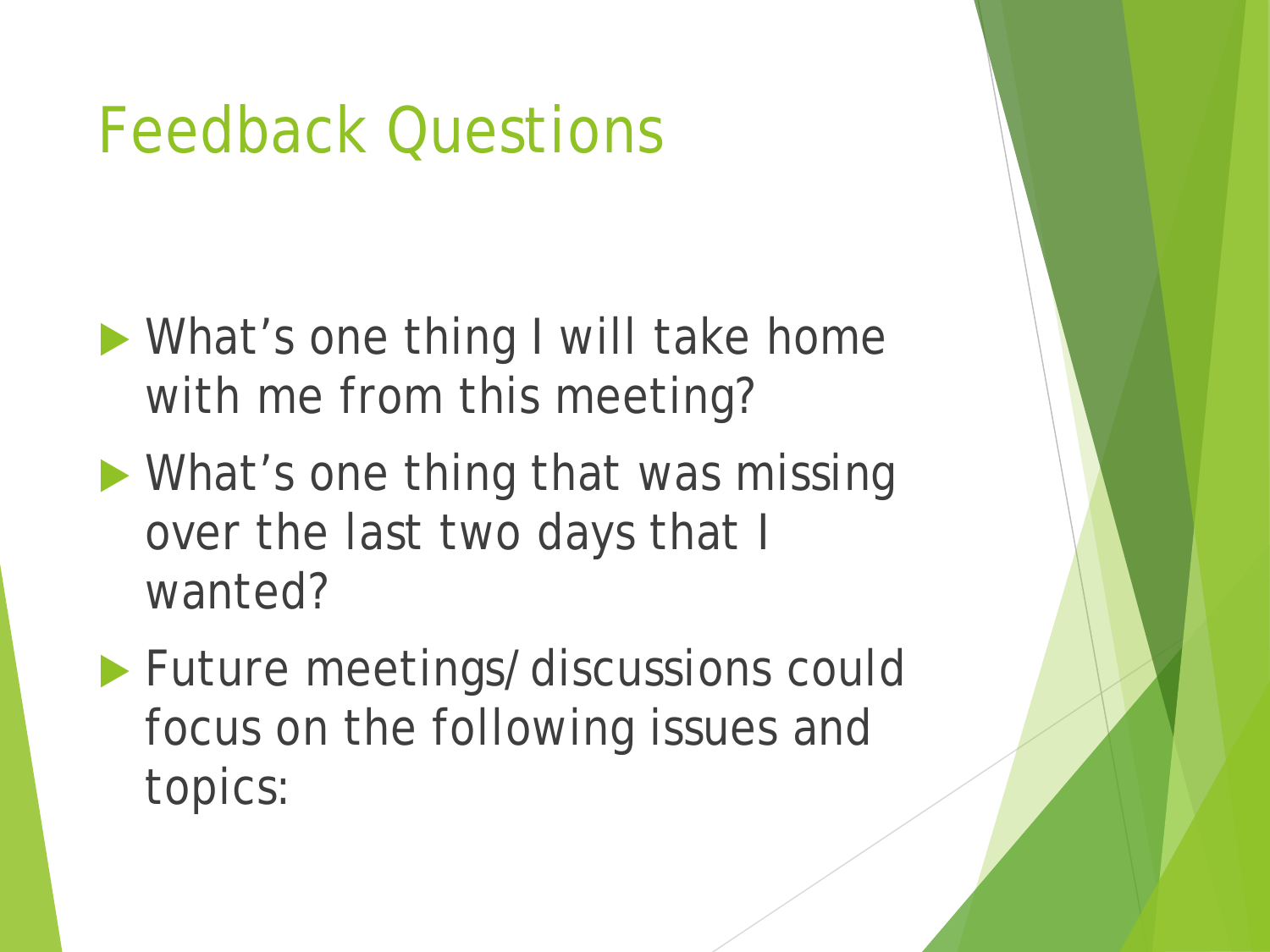# Feedback Questions

- What’s one thing I will take home with me from this meeting?
- What’s one thing that was missing over the last two days that I wanted?
- Future meetings/discussions could focus on the following issues and topics: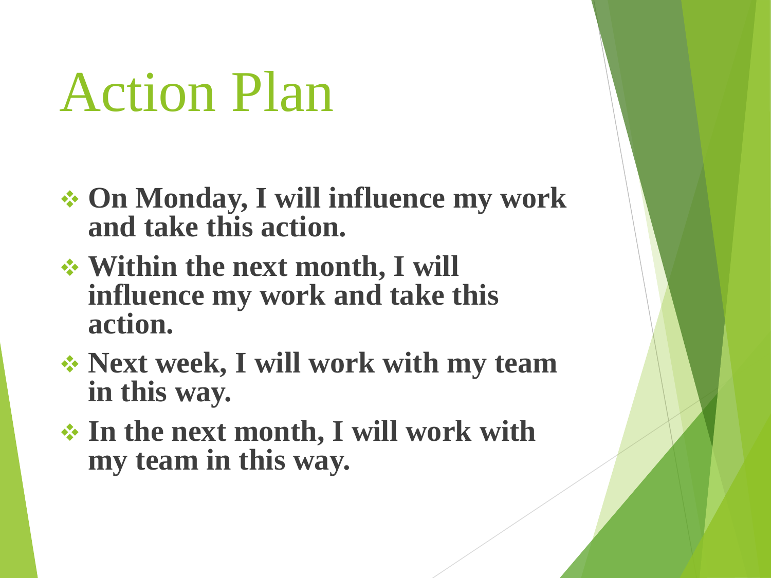# Action Plan

- **On Monday, I will influence my work and take this action.**
- **Within the next month, I will influence my work and take this action.**
- **Next week, I will work with my team in this way.**
- **In the next month, I will work with my team in this way.**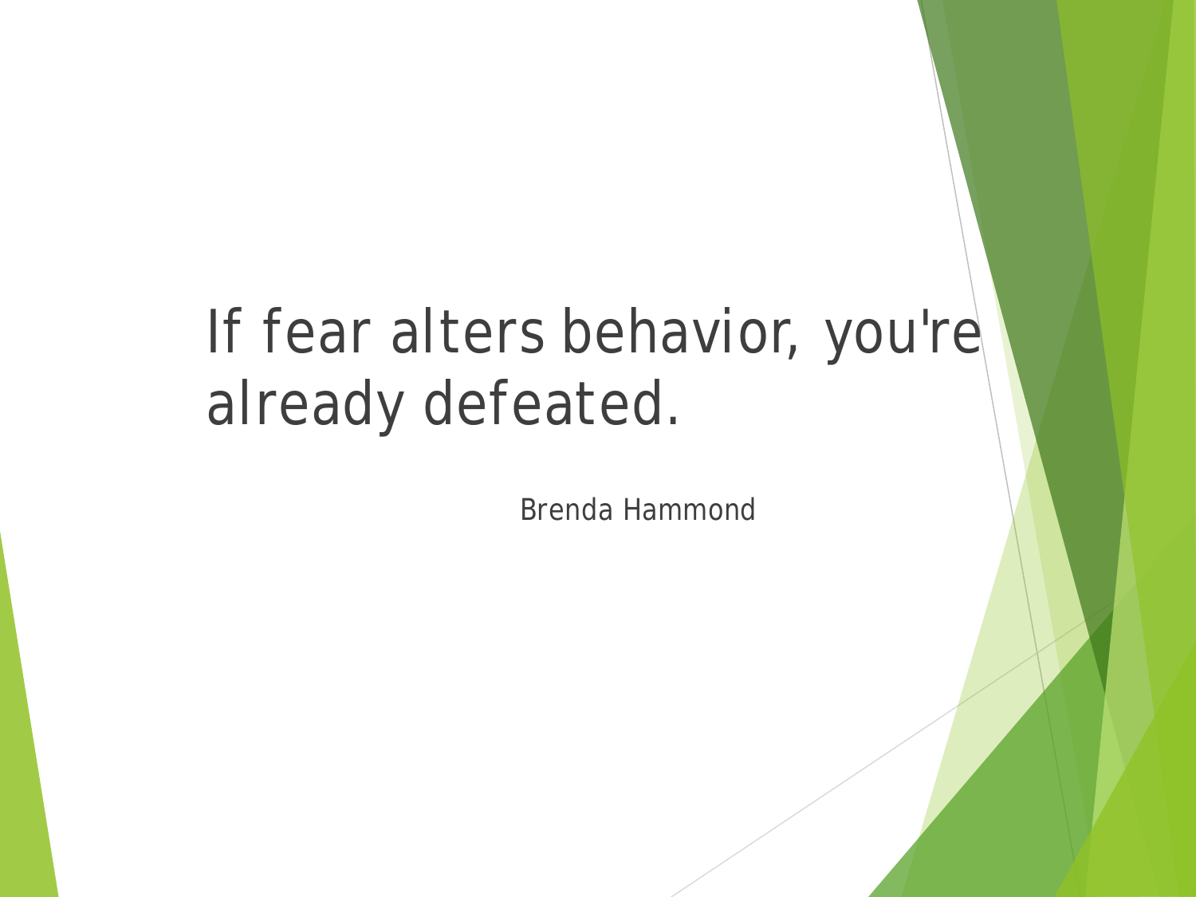If fear alters behavior, you're already defeated.

Brenda Hammond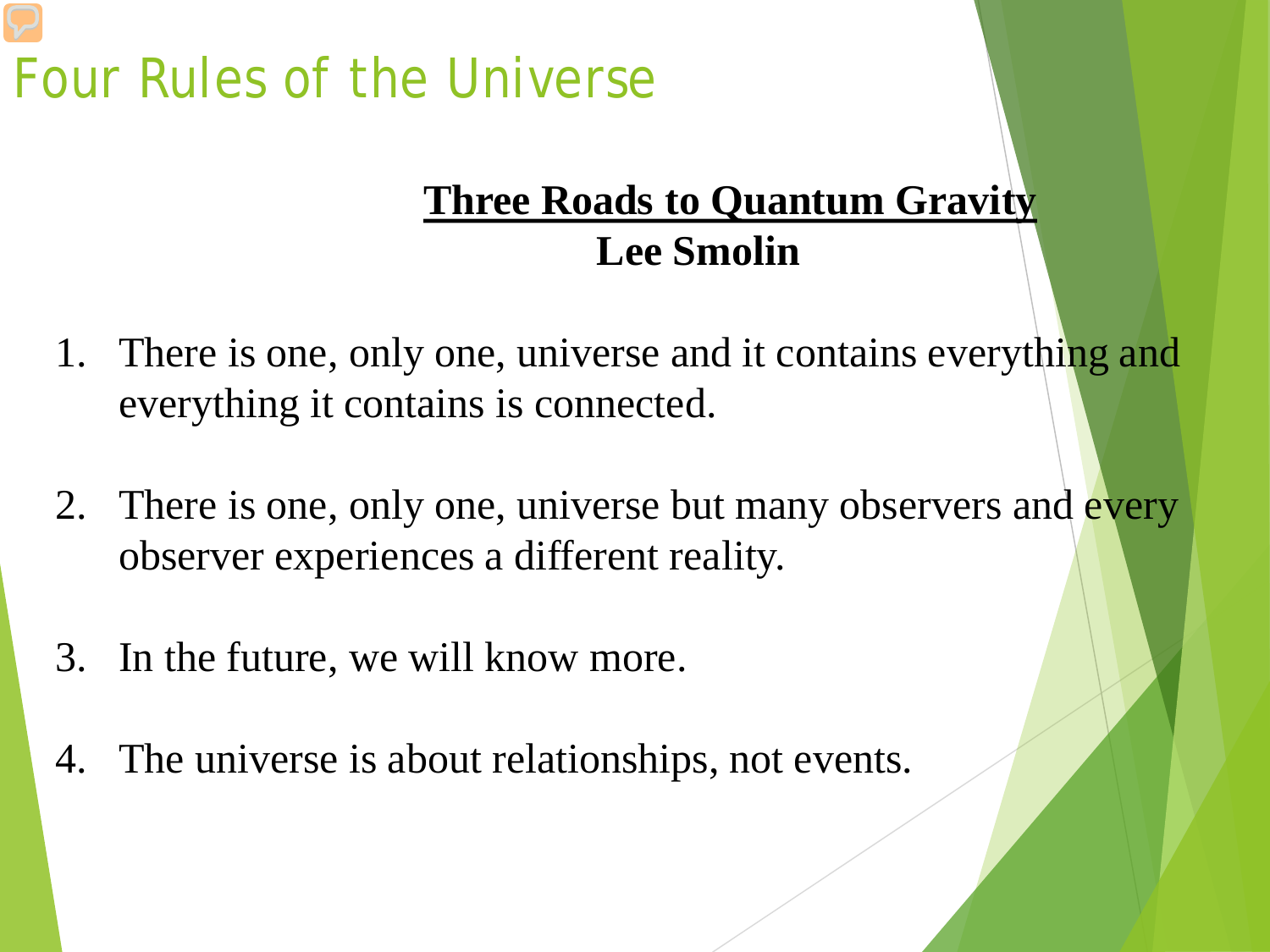# Four Rules of the Universe

**<u>Three Roads to Quantum Gravity</u>**
**Lee Smolin**

1. There is one, only one, universe and it contains everything and everything it contains is connected.

2. There is one, only one, universe but many observers and every observer experiences a different reality.

3. In the future, we will know more.

4. The universe is about relationships, not events.